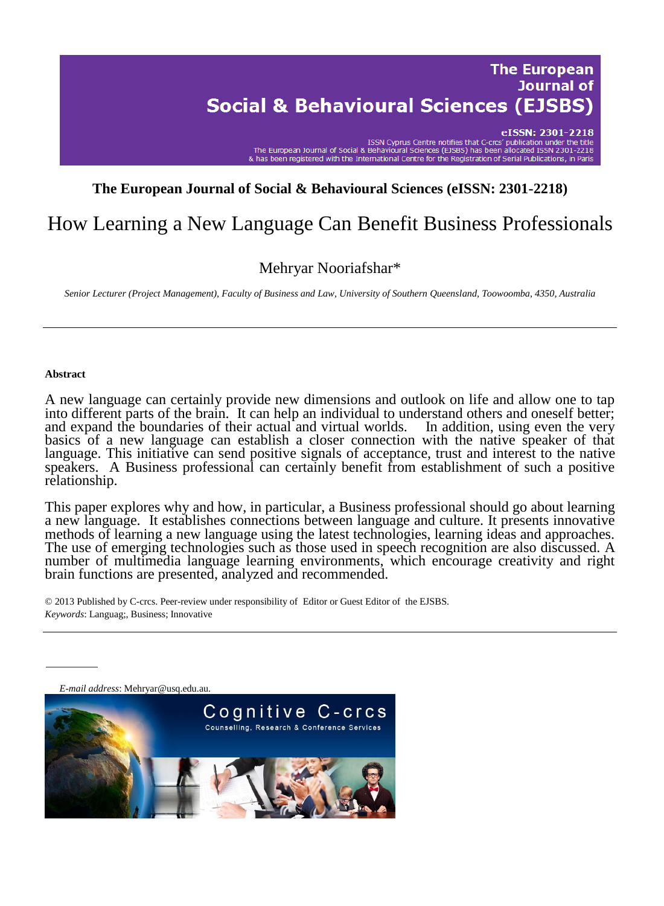**The European Journal of Social & Behavioural Sciences (eISSN: 2301-2218)**

# How Learning a New Language Can Benefit Business Professionals

Mehryar Nooriafshar*

*Senior Lecturer (Project Management), Faculty of Business and Law, University of Southern Queensland, Toowoomba, 4350, Australia*

---

**Abstract**

A new language can certainly provide new dimensions and outlook on life and allow one to tap into different parts of the brain. It can help an individual to understand others and oneself better; and expand the boundaries of their actual and virtual worlds. In addition, using even the very basics of a new language can establish a closer connection with the native speaker of that language. This initiative can send positive signals of acceptance, trust and interest to the native speakers. A Business professional can certainly benefit from establishment of such a positive relationship.

This paper explores why and how, in particular, a Business professional should go about learning a new language. It establishes connections between language and culture. It presents innovative methods of learning a new language using the latest technologies, learning ideas and approaches. The use of emerging technologies such as those used in speech recognition are also discussed. A number of multimedia language learning environments, which encourage creativity and right brain functions are presented, analyzed and recommended.

© 2013 Published by C-crcs. Peer-review under responsibility of Editor or Guest Editor of the EJSBS.

*Keywords*: Languag;, Business; Innovative

---

*E-mail address*: Mehryar@usq.edu.au.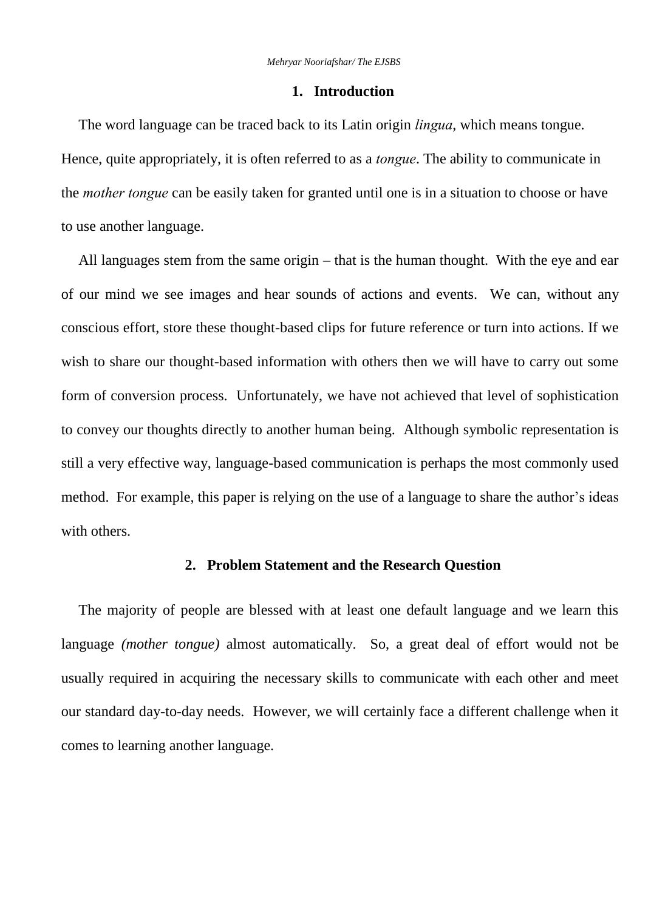## 1. Introduction

The word language can be traced back to its Latin origin *lingua*, which means tongue. Hence, quite appropriately, it is often referred to as a *tongue*. The ability to communicate in the *mother tongue* can be easily taken for granted until one is in a situation to choose or have to use another language.

All languages stem from the same origin – that is the human thought. With the eye and ear of our mind we see images and hear sounds of actions and events. We can, without any conscious effort, store these thought-based clips for future reference or turn into actions. If we wish to share our thought-based information with others then we will have to carry out some form of conversion process. Unfortunately, we have not achieved that level of sophistication to convey our thoughts directly to another human being. Although symbolic representation is still a very effective way, language-based communication is perhaps the most commonly used method. For example, this paper is relying on the use of a language to share the author's ideas with others.

## 2. Problem Statement and the Research Question

The majority of people are blessed with at least one default language and we learn this language *(mother tongue)* almost automatically. So, a great deal of effort would not be usually required in acquiring the necessary skills to communicate with each other and meet our standard day-to-day needs. However, we will certainly face a different challenge when it comes to learning another language.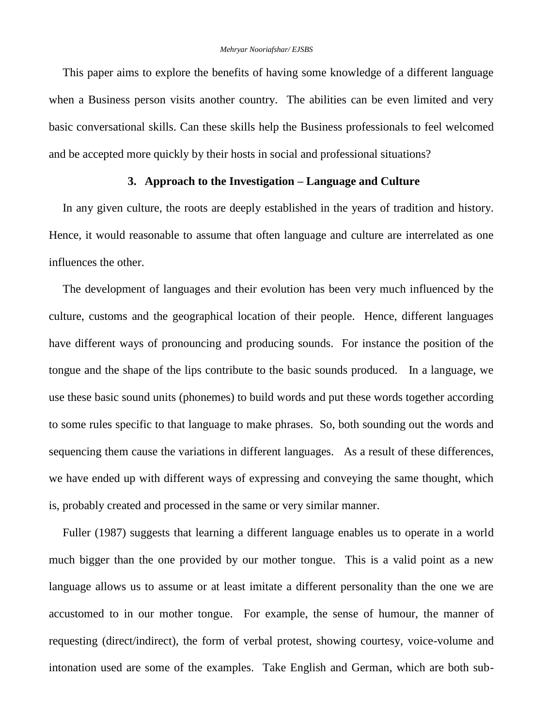This paper aims to explore the benefits of having some knowledge of a different language when a Business person visits another country. The abilities can be even limited and very basic conversational skills. Can these skills help the Business professionals to feel welcomed and be accepted more quickly by their hosts in social and professional situations?

### 3. Approach to the Investigation – Language and Culture

In any given culture, the roots are deeply established in the years of tradition and history. Hence, it would reasonable to assume that often language and culture are interrelated as one influences the other.

The development of languages and their evolution has been very much influenced by the culture, customs and the geographical location of their people. Hence, different languages have different ways of pronouncing and producing sounds. For instance the position of the tongue and the shape of the lips contribute to the basic sounds produced. In a language, we use these basic sound units (phonemes) to build words and put these words together according to some rules specific to that language to make phrases. So, both sounding out the words and sequencing them cause the variations in different languages. As a result of these differences, we have ended up with different ways of expressing and conveying the same thought, which is, probably created and processed in the same or very similar manner.

Fuller (1987) suggests that learning a different language enables us to operate in a world much bigger than the one provided by our mother tongue. This is a valid point as a new language allows us to assume or at least imitate a different personality than the one we are accustomed to in our mother tongue. For example, the sense of humour, the manner of requesting (direct/indirect), the form of verbal protest, showing courtesy, voice-volume and intonation used are some of the examples. Take English and German, which are both sub-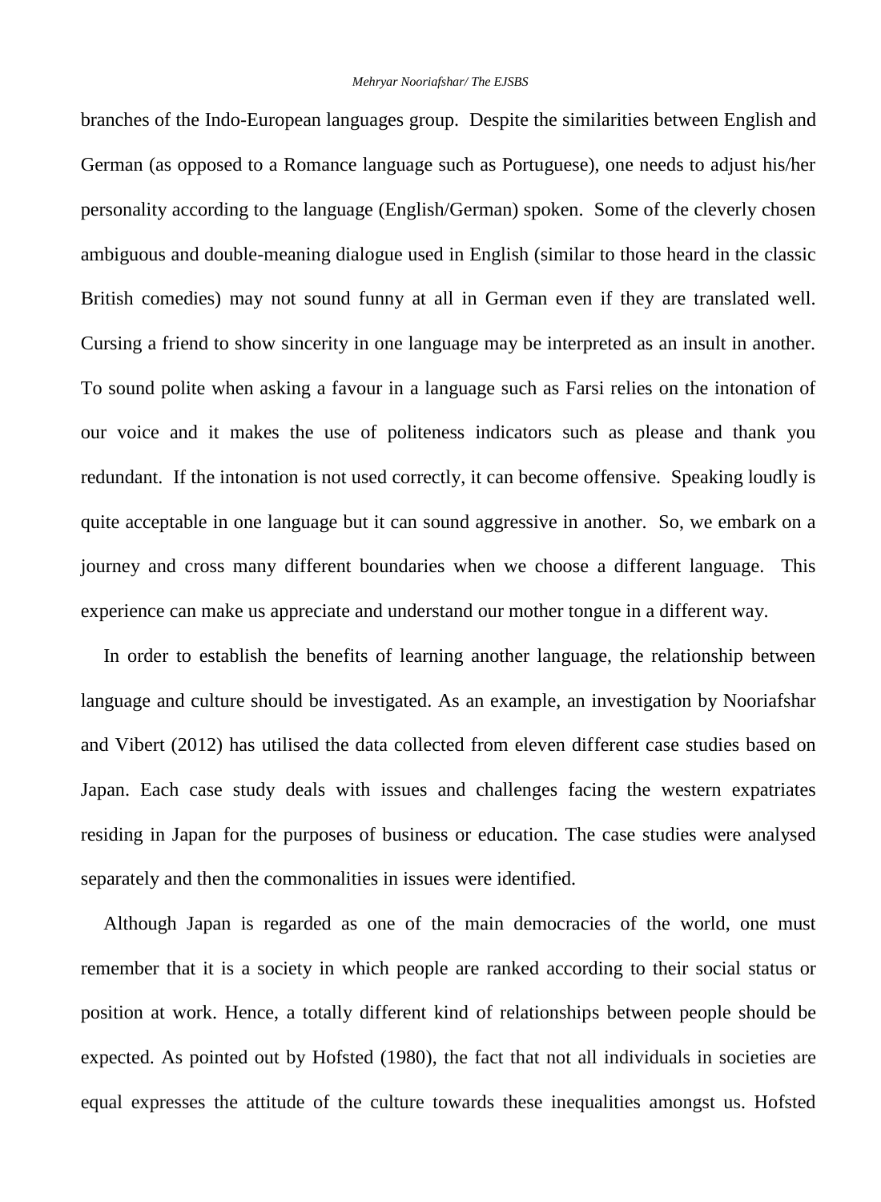branches of the Indo-European languages group. Despite the similarities between English and German (as opposed to a Romance language such as Portuguese), one needs to adjust his/her personality according to the language (English/German) spoken. Some of the cleverly chosen ambiguous and double-meaning dialogue used in English (similar to those heard in the classic British comedies) may not sound funny at all in German even if they are translated well. Cursing a friend to show sincerity in one language may be interpreted as an insult in another. To sound polite when asking a favour in a language such as Farsi relies on the intonation of our voice and it makes the use of politeness indicators such as please and thank you redundant. If the intonation is not used correctly, it can become offensive. Speaking loudly is quite acceptable in one language but it can sound aggressive in another. So, we embark on a journey and cross many different boundaries when we choose a different language. This experience can make us appreciate and understand our mother tongue in a different way.

In order to establish the benefits of learning another language, the relationship between language and culture should be investigated. As an example, an investigation by Nooriafshar and Vibert (2012) has utilised the data collected from eleven different case studies based on Japan. Each case study deals with issues and challenges facing the western expatriates residing in Japan for the purposes of business or education. The case studies were analysed separately and then the commonalities in issues were identified.

Although Japan is regarded as one of the main democracies of the world, one must remember that it is a society in which people are ranked according to their social status or position at work. Hence, a totally different kind of relationships between people should be expected. As pointed out by Hofsted (1980), the fact that not all individuals in societies are equal expresses the attitude of the culture towards these inequalities amongst us. Hofsted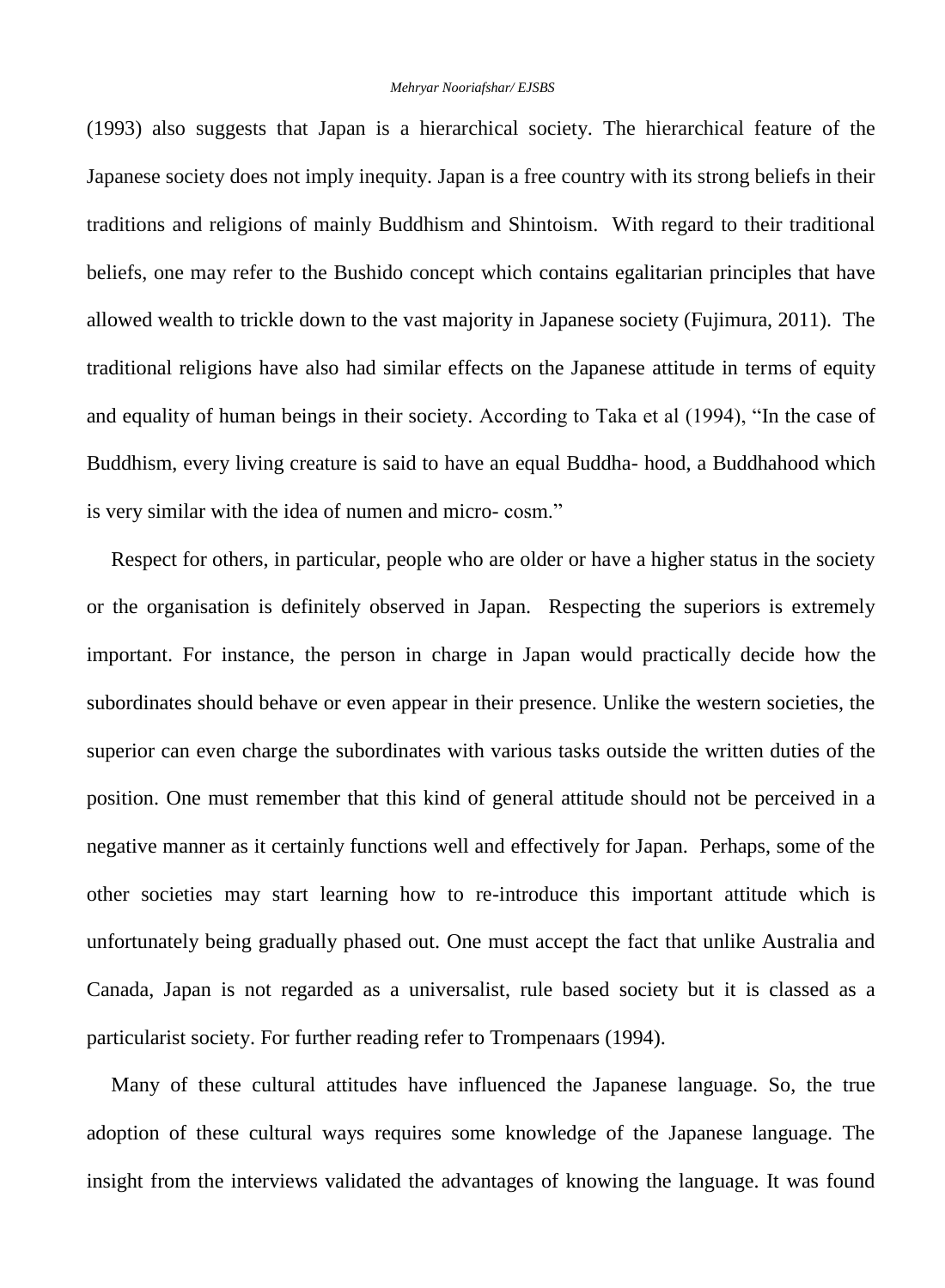(1993) also suggests that Japan is a hierarchical society. The hierarchical feature of the Japanese society does not imply inequity. Japan is a free country with its strong beliefs in their traditions and religions of mainly Buddhism and Shintoism. With regard to their traditional beliefs, one may refer to the Bushido concept which contains egalitarian principles that have allowed wealth to trickle down to the vast majority in Japanese society (Fujimura, 2011). The traditional religions have also had similar effects on the Japanese attitude in terms of equity and equality of human beings in their society. According to Taka et al (1994), "In the case of Buddhism, every living creature is said to have an equal Buddha- hood, a Buddhahood which is very similar with the idea of numen and micro- cosm."

Respect for others, in particular, people who are older or have a higher status in the society or the organisation is definitely observed in Japan. Respecting the superiors is extremely important. For instance, the person in charge in Japan would practically decide how the subordinates should behave or even appear in their presence. Unlike the western societies, the superior can even charge the subordinates with various tasks outside the written duties of the position. One must remember that this kind of general attitude should not be perceived in a negative manner as it certainly functions well and effectively for Japan. Perhaps, some of the other societies may start learning how to re-introduce this important attitude which is unfortunately being gradually phased out. One must accept the fact that unlike Australia and Canada, Japan is not regarded as a universalist, rule based society but it is classed as a particularist society. For further reading refer to Trompenaars (1994).

Many of these cultural attitudes have influenced the Japanese language. So, the true adoption of these cultural ways requires some knowledge of the Japanese language. The insight from the interviews validated the advantages of knowing the language. It was found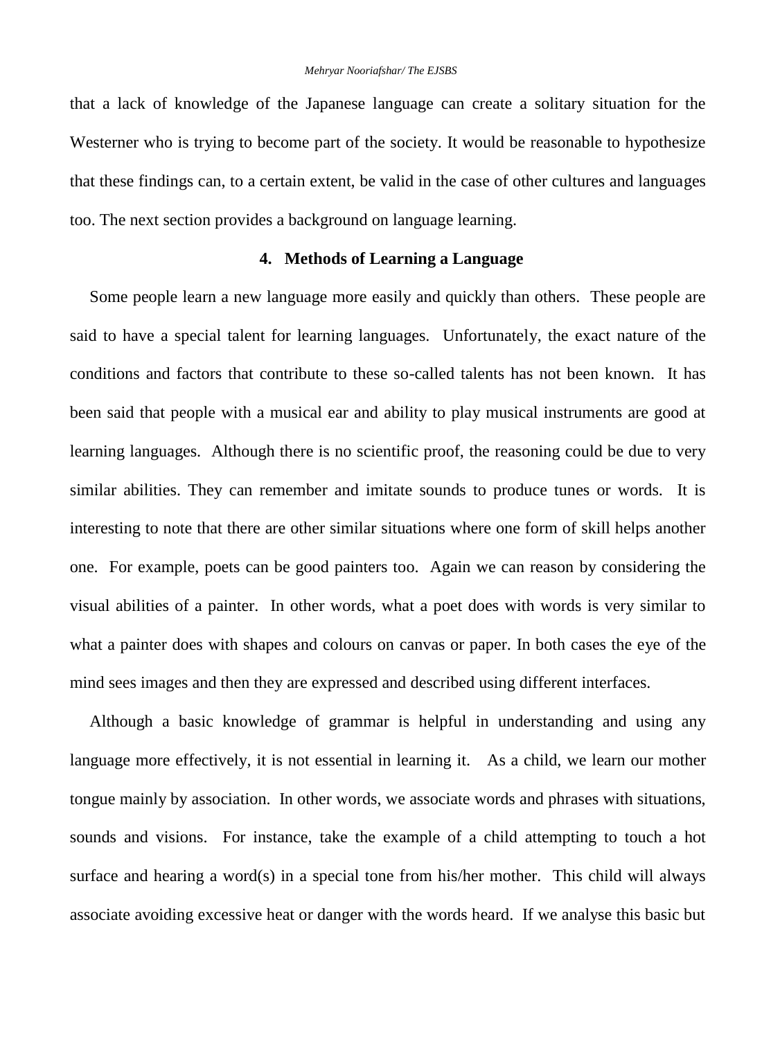that a lack of knowledge of the Japanese language can create a solitary situation for the Westerner who is trying to become part of the society. It would be reasonable to hypothesize that these findings can, to a certain extent, be valid in the case of other cultures and languages too. The next section provides a background on language learning.

## 4. Methods of Learning a Language

Some people learn a new language more easily and quickly than others. These people are said to have a special talent for learning languages. Unfortunately, the exact nature of the conditions and factors that contribute to these so-called talents has not been known. It has been said that people with a musical ear and ability to play musical instruments are good at learning languages. Although there is no scientific proof, the reasoning could be due to very similar abilities. They can remember and imitate sounds to produce tunes or words. It is interesting to note that there are other similar situations where one form of skill helps another one. For example, poets can be good painters too. Again we can reason by considering the visual abilities of a painter. In other words, what a poet does with words is very similar to what a painter does with shapes and colours on canvas or paper. In both cases the eye of the mind sees images and then they are expressed and described using different interfaces.

Although a basic knowledge of grammar is helpful in understanding and using any language more effectively, it is not essential in learning it. As a child, we learn our mother tongue mainly by association. In other words, we associate words and phrases with situations, sounds and visions. For instance, take the example of a child attempting to touch a hot surface and hearing a word(s) in a special tone from his/her mother. This child will always associate avoiding excessive heat or danger with the words heard. If we analyse this basic but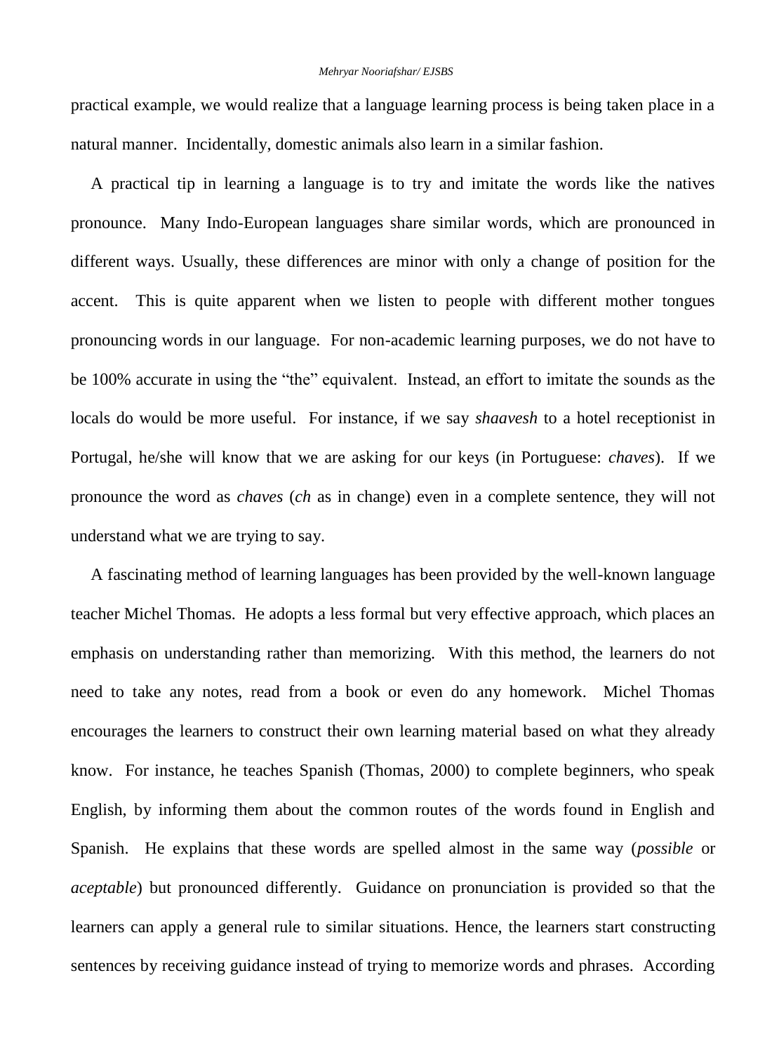practical example, we would realize that a language learning process is being taken place in a natural manner. Incidentally, domestic animals also learn in a similar fashion.

A practical tip in learning a language is to try and imitate the words like the natives pronounce. Many Indo-European languages share similar words, which are pronounced in different ways. Usually, these differences are minor with only a change of position for the accent. This is quite apparent when we listen to people with different mother tongues pronouncing words in our language. For non-academic learning purposes, we do not have to be 100% accurate in using the "the" equivalent. Instead, an effort to imitate the sounds as the locals do would be more useful. For instance, if we say *shaavesh* to a hotel receptionist in Portugal, he/she will know that we are asking for our keys (in Portuguese: *chaves*). If we pronounce the word as *chaves* (*ch* as in change) even in a complete sentence, they will not understand what we are trying to say.

A fascinating method of learning languages has been provided by the well-known language teacher Michel Thomas. He adopts a less formal but very effective approach, which places an emphasis on understanding rather than memorizing. With this method, the learners do not need to take any notes, read from a book or even do any homework. Michel Thomas encourages the learners to construct their own learning material based on what they already know. For instance, he teaches Spanish (Thomas, 2000) to complete beginners, who speak English, by informing them about the common routes of the words found in English and Spanish. He explains that these words are spelled almost in the same way (*possible* or *aceptable*) but pronounced differently. Guidance on pronunciation is provided so that the learners can apply a general rule to similar situations. Hence, the learners start constructing sentences by receiving guidance instead of trying to memorize words and phrases. According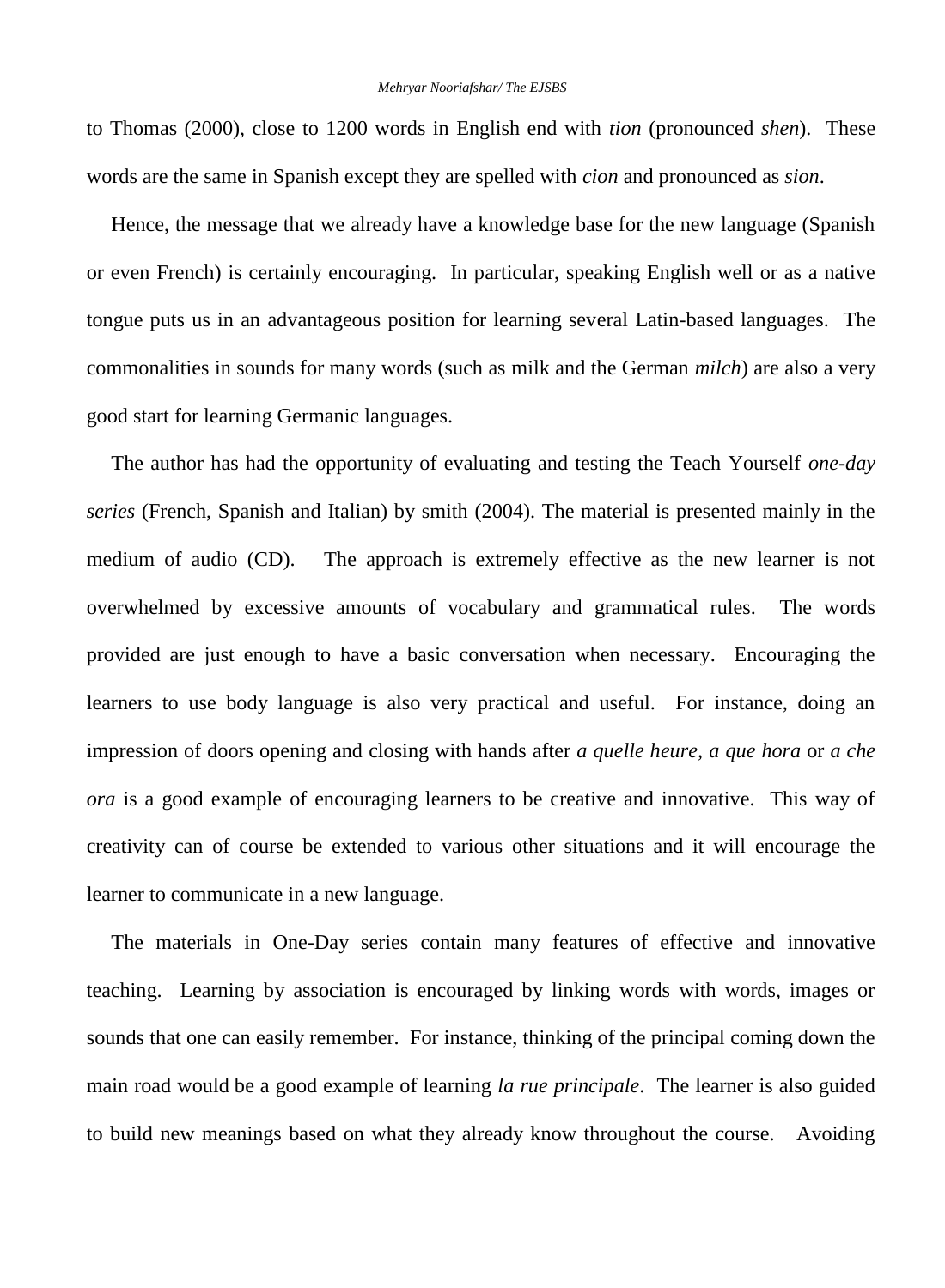to Thomas (2000), close to 1200 words in English end with *tion* (pronounced *shen*). These words are the same in Spanish except they are spelled with *cion* and pronounced as *sion*.

Hence, the message that we already have a knowledge base for the new language (Spanish or even French) is certainly encouraging. In particular, speaking English well or as a native tongue puts us in an advantageous position for learning several Latin-based languages. The commonalities in sounds for many words (such as milk and the German *milch*) are also a very good start for learning Germanic languages.

The author has had the opportunity of evaluating and testing the Teach Yourself *one-day series* (French, Spanish and Italian) by smith (2004). The material is presented mainly in the medium of audio (CD). The approach is extremely effective as the new learner is not overwhelmed by excessive amounts of vocabulary and grammatical rules. The words provided are just enough to have a basic conversation when necessary. Encouraging the learners to use body language is also very practical and useful. For instance, doing an impression of doors opening and closing with hands after *a quelle heure, a que hora* or *a che ora* is a good example of encouraging learners to be creative and innovative. This way of creativity can of course be extended to various other situations and it will encourage the learner to communicate in a new language.

The materials in One-Day series contain many features of effective and innovative teaching. Learning by association is encouraged by linking words with words, images or sounds that one can easily remember. For instance, thinking of the principal coming down the main road would be a good example of learning *la rue principale*. The learner is also guided to build new meanings based on what they already know throughout the course. Avoiding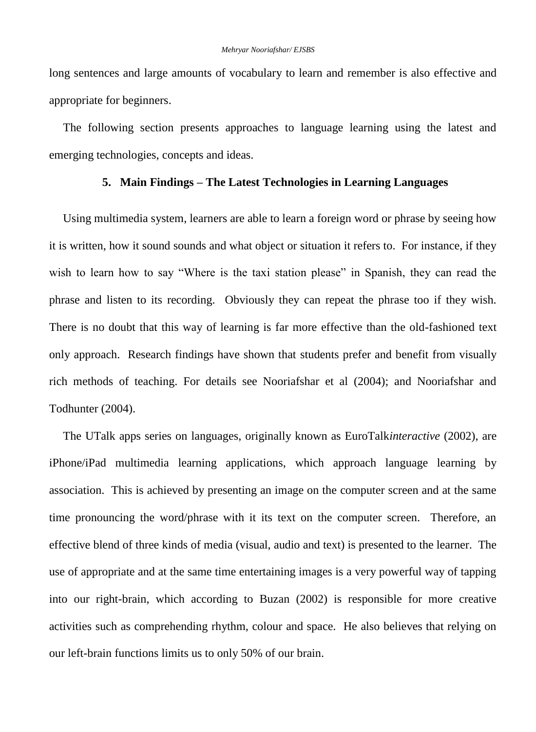long sentences and large amounts of vocabulary to learn and remember is also effective and appropriate for beginners.

The following section presents approaches to language learning using the latest and emerging technologies, concepts and ideas.

## 5. Main Findings – The Latest Technologies in Learning Languages

Using multimedia system, learners are able to learn a foreign word or phrase by seeing how it is written, how it sound sounds and what object or situation it refers to. For instance, if they wish to learn how to say "Where is the taxi station please" in Spanish, they can read the phrase and listen to its recording. Obviously they can repeat the phrase too if they wish. There is no doubt that this way of learning is far more effective than the old-fashioned text only approach. Research findings have shown that students prefer and benefit from visually rich methods of teaching. For details see Nooriafshar et al (2004); and Nooriafshar and Todhunter (2004).

The UTalk apps series on languages, originally known as EuroTalk*interactive* (2002), are iPhone/iPad multimedia learning applications, which approach language learning by association. This is achieved by presenting an image on the computer screen and at the same time pronouncing the word/phrase with it its text on the computer screen. Therefore, an effective blend of three kinds of media (visual, audio and text) is presented to the learner. The use of appropriate and at the same time entertaining images is a very powerful way of tapping into our right-brain, which according to Buzan (2002) is responsible for more creative activities such as comprehending rhythm, colour and space. He also believes that relying on our left-brain functions limits us to only 50% of our brain.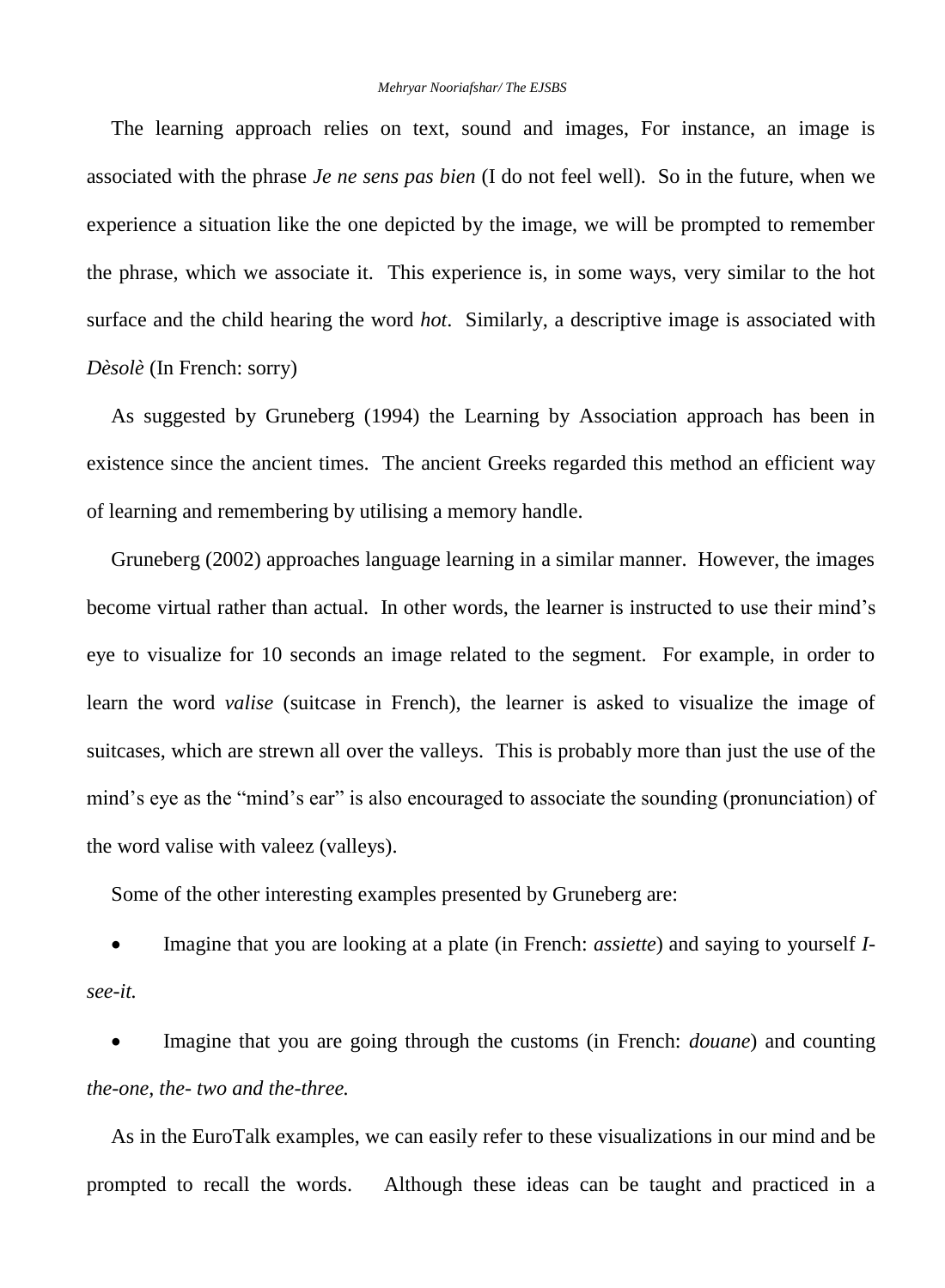The learning approach relies on text, sound and images, For instance, an image is associated with the phrase *Je ne sens pas bien* (I do not feel well). So in the future, when we experience a situation like the one depicted by the image, we will be prompted to remember the phrase, which we associate it. This experience is, in some ways, very similar to the hot surface and the child hearing the word *hot*. Similarly, a descriptive image is associated with *Dèsolè* (In French: sorry)

As suggested by Gruneberg (1994) the Learning by Association approach has been in existence since the ancient times. The ancient Greeks regarded this method an efficient way of learning and remembering by utilising a memory handle.

Gruneberg (2002) approaches language learning in a similar manner. However, the images become virtual rather than actual. In other words, the learner is instructed to use their mind's eye to visualize for 10 seconds an image related to the segment. For example, in order to learn the word *valise* (suitcase in French), the learner is asked to visualize the image of suitcases, which are strewn all over the valleys. This is probably more than just the use of the mind's eye as the "mind's ear" is also encouraged to associate the sounding (pronunciation) of the word valise with valeez (valleys).

Some of the other interesting examples presented by Gruneberg are:

- Imagine that you are looking at a plate (in French: *assiette*) and saying to yourself *I-see-it.*
- Imagine that you are going through the customs (in French: *douane*) and counting *the-one, the- two and the-three.*

As in the EuroTalk examples, we can easily refer to these visualizations in our mind and be prompted to recall the words. Although these ideas can be taught and practiced in a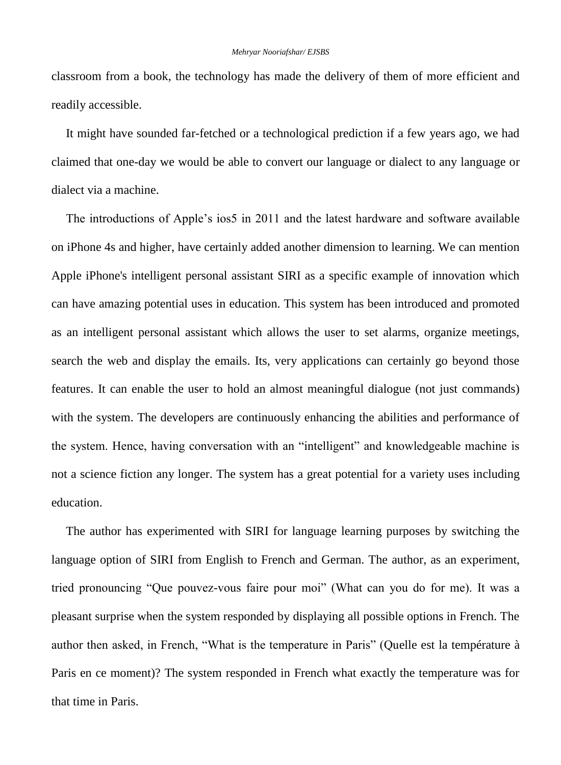classroom from a book, the technology has made the delivery of them of more efficient and readily accessible.

It might have sounded far-fetched or a technological prediction if a few years ago, we had claimed that one-day we would be able to convert our language or dialect to any language or dialect via a machine.

The introductions of Apple's ios5 in 2011 and the latest hardware and software available on iPhone 4s and higher, have certainly added another dimension to learning. We can mention Apple iPhone's intelligent personal assistant SIRI as a specific example of innovation which can have amazing potential uses in education. This system has been introduced and promoted as an intelligent personal assistant which allows the user to set alarms, organize meetings, search the web and display the emails. Its, very applications can certainly go beyond those features. It can enable the user to hold an almost meaningful dialogue (not just commands) with the system. The developers are continuously enhancing the abilities and performance of the system. Hence, having conversation with an "intelligent" and knowledgeable machine is not a science fiction any longer. The system has a great potential for a variety uses including education.

The author has experimented with SIRI for language learning purposes by switching the language option of SIRI from English to French and German. The author, as an experiment, tried pronouncing "Que pouvez-vous faire pour moi" (What can you do for me). It was a pleasant surprise when the system responded by displaying all possible options in French. The author then asked, in French, "What is the temperature in Paris" (Quelle est la température à Paris en ce moment)? The system responded in French what exactly the temperature was for that time in Paris.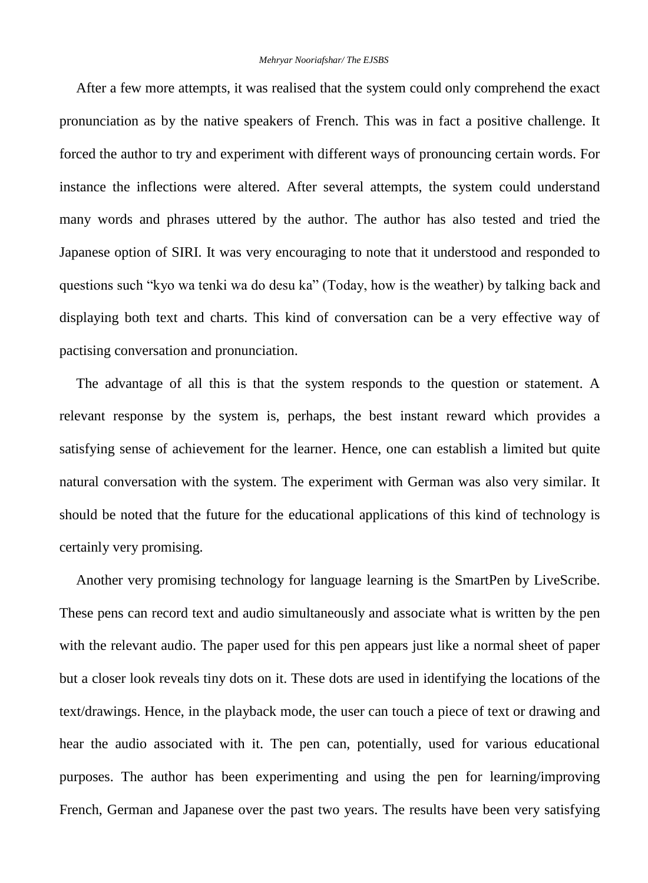After a few more attempts, it was realised that the system could only comprehend the exact pronunciation as by the native speakers of French. This was in fact a positive challenge. It forced the author to try and experiment with different ways of pronouncing certain words. For instance the inflections were altered. After several attempts, the system could understand many words and phrases uttered by the author. The author has also tested and tried the Japanese option of SIRI. It was very encouraging to note that it understood and responded to questions such "kyo wa tenki wa do desu ka" (Today, how is the weather) by talking back and displaying both text and charts. This kind of conversation can be a very effective way of pactising conversation and pronunciation.

The advantage of all this is that the system responds to the question or statement. A relevant response by the system is, perhaps, the best instant reward which provides a satisfying sense of achievement for the learner. Hence, one can establish a limited but quite natural conversation with the system. The experiment with German was also very similar. It should be noted that the future for the educational applications of this kind of technology is certainly very promising.

Another very promising technology for language learning is the SmartPen by LiveScribe. These pens can record text and audio simultaneously and associate what is written by the pen with the relevant audio. The paper used for this pen appears just like a normal sheet of paper but a closer look reveals tiny dots on it. These dots are used in identifying the locations of the text/drawings. Hence, in the playback mode, the user can touch a piece of text or drawing and hear the audio associated with it. The pen can, potentially, used for various educational purposes. The author has been experimenting and using the pen for learning/improving French, German and Japanese over the past two years. The results have been very satisfying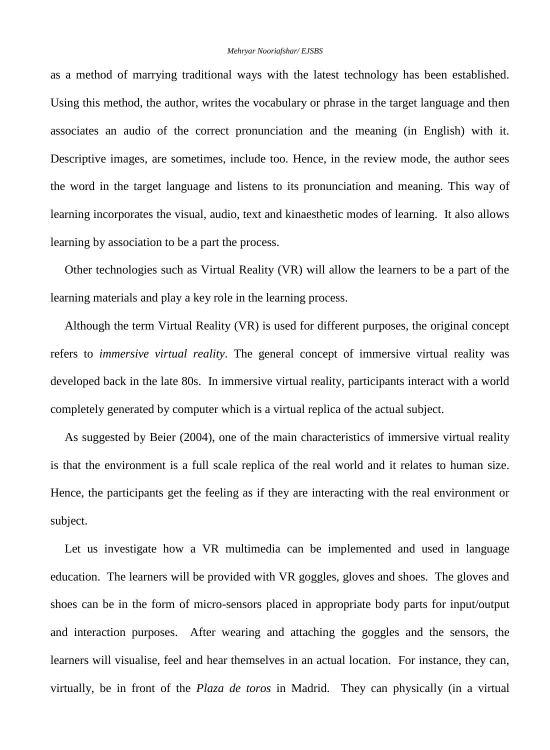as a method of marrying traditional ways with the latest technology has been established. Using this method, the author, writes the vocabulary or phrase in the target language and then associates an audio of the correct pronunciation and the meaning (in English) with it. Descriptive images, are sometimes, include too. Hence, in the review mode, the author sees the word in the target language and listens to its pronunciation and meaning. This way of learning incorporates the visual, audio, text and kinaesthetic modes of learning. It also allows learning by association to be a part the process.

Other technologies such as Virtual Reality (VR) will allow the learners to be a part of the learning materials and play a key role in the learning process.

Although the term Virtual Reality (VR) is used for different purposes, the original concept refers to *immersive virtual reality*. The general concept of immersive virtual reality was developed back in the late 80s. In immersive virtual reality, participants interact with a world completely generated by computer which is a virtual replica of the actual subject.

As suggested by Beier (2004), one of the main characteristics of immersive virtual reality is that the environment is a full scale replica of the real world and it relates to human size. Hence, the participants get the feeling as if they are interacting with the real environment or subject.

Let us investigate how a VR multimedia can be implemented and used in language education. The learners will be provided with VR goggles, gloves and shoes. The gloves and shoes can be in the form of micro-sensors placed in appropriate body parts for input/output and interaction purposes. After wearing and attaching the goggles and the sensors, the learners will visualise, feel and hear themselves in an actual location. For instance, they can, virtually, be in front of the *Plaza de toros* in Madrid. They can physically (in a virtual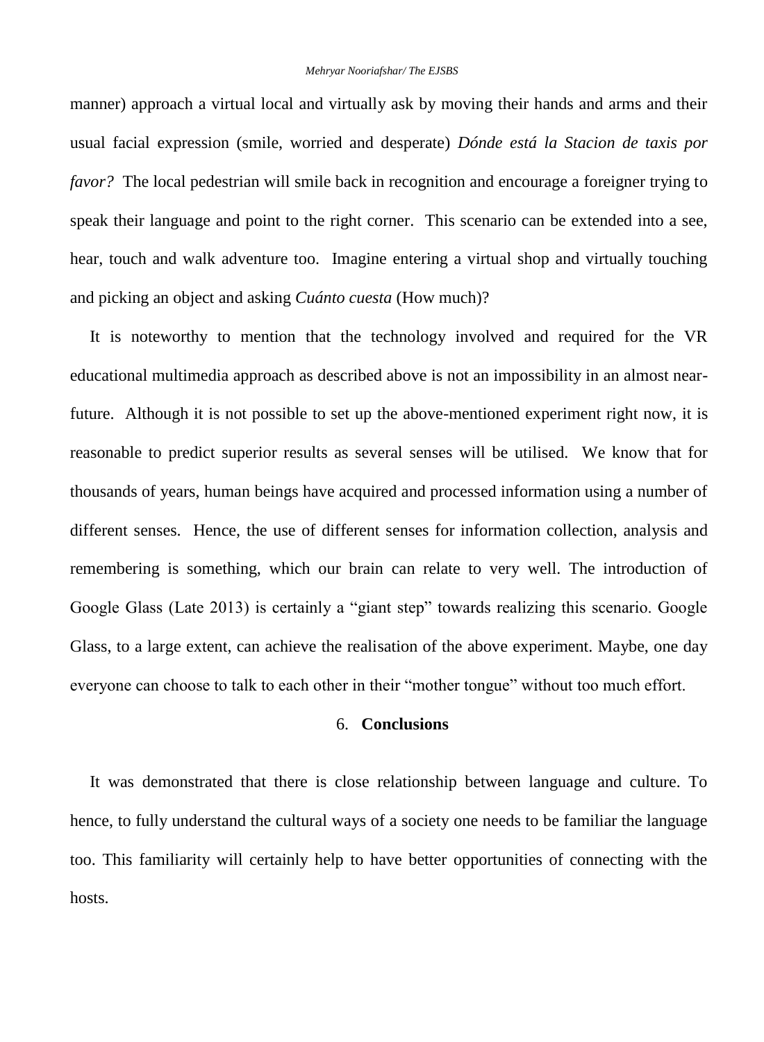manner) approach a virtual local and virtually ask by moving their hands and arms and their usual facial expression (smile, worried and desperate) *Dónde está la Stacion de taxis por favor?* The local pedestrian will smile back in recognition and encourage a foreigner trying to speak their language and point to the right corner. This scenario can be extended into a see, hear, touch and walk adventure too. Imagine entering a virtual shop and virtually touching and picking an object and asking *Cuánto cuesta* (How much)?

It is noteworthy to mention that the technology involved and required for the VR educational multimedia approach as described above is not an impossibility in an almost near-future. Although it is not possible to set up the above-mentioned experiment right now, it is reasonable to predict superior results as several senses will be utilised. We know that for thousands of years, human beings have acquired and processed information using a number of different senses. Hence, the use of different senses for information collection, analysis and remembering is something, which our brain can relate to very well. The introduction of Google Glass (Late 2013) is certainly a "giant step" towards realizing this scenario. Google Glass, to a large extent, can achieve the realisation of the above experiment. Maybe, one day everyone can choose to talk to each other in their "mother tongue" without too much effort.

## 6. **Conclusions**

It was demonstrated that there is close relationship between language and culture. To hence, to fully understand the cultural ways of a society one needs to be familiar the language too. This familiarity will certainly help to have better opportunities of connecting with the hosts.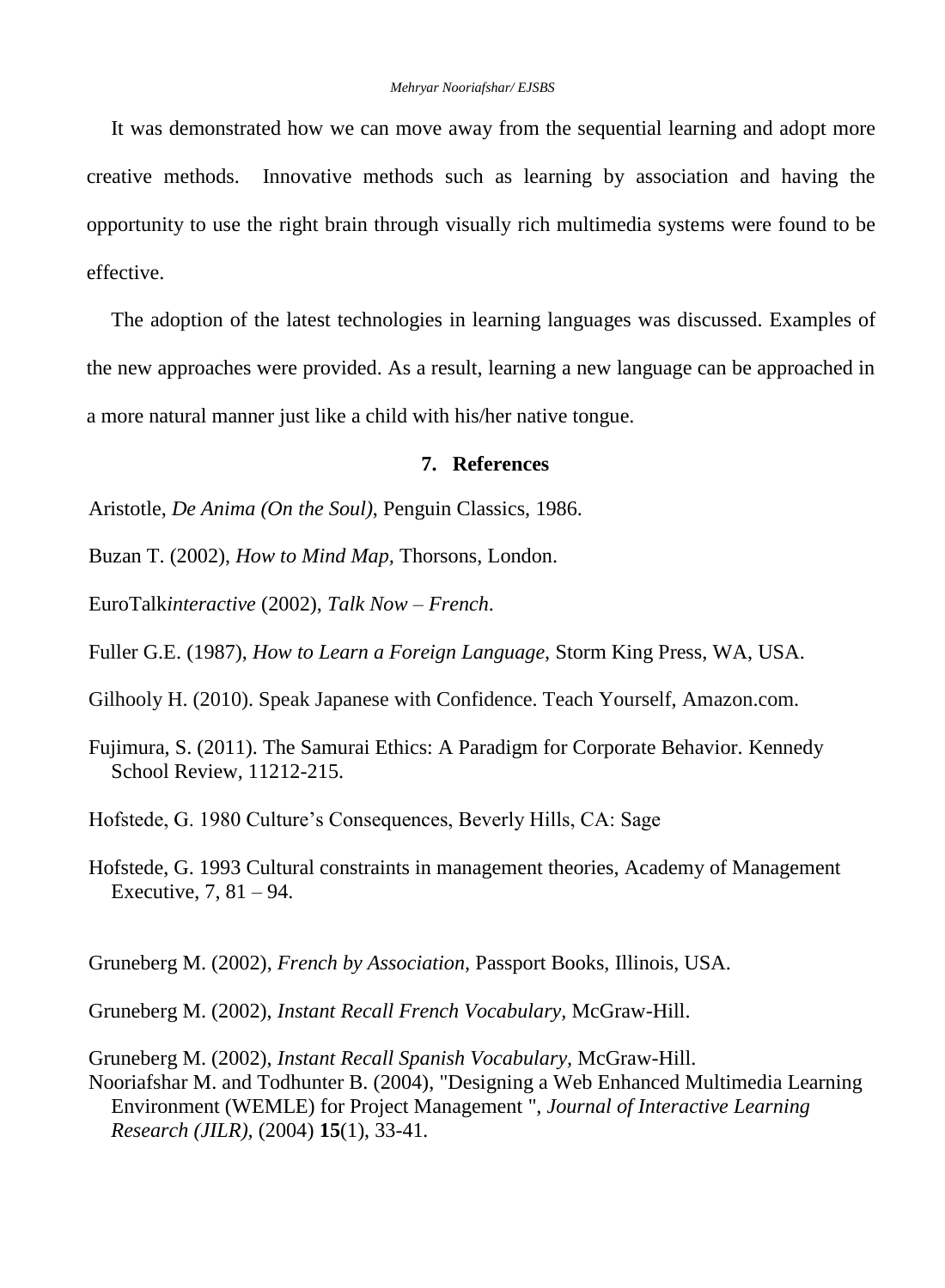It was demonstrated how we can move away from the sequential learning and adopt more creative methods. Innovative methods such as learning by association and having the opportunity to use the right brain through visually rich multimedia systems were found to be effective.

The adoption of the latest technologies in learning languages was discussed. Examples of the new approaches were provided. As a result, learning a new language can be approached in a more natural manner just like a child with his/her native tongue.

## 7. References

Aristotle, *De Anima (On the Soul)*, Penguin Classics, 1986.

Buzan T. (2002), *How to Mind Map,* Thorsons, London.

EuroTalk*interactive* (2002), *Talk Now – French*.

Fuller G.E. (1987), *How to Learn a Foreign Language,* Storm King Press, WA, USA.

Gilhooly H. (2010). Speak Japanese with Confidence. Teach Yourself, Amazon.com.

Fujimura, S. (2011). The Samurai Ethics: A Paradigm for Corporate Behavior. Kennedy School Review, 11212-215.

Hofstede, G. 1980 Culture's Consequences, Beverly Hills, CA: Sage

Hofstede, G. 1993 Cultural constraints in management theories, Academy of Management Executive, 7, 81 – 94.

Gruneberg M. (2002), *French by Association,* Passport Books, Illinois, USA.

Gruneberg M. (2002), *Instant Recall French Vocabulary,* McGraw-Hill.

Gruneberg M. (2002), *Instant Recall Spanish Vocabulary,* McGraw-Hill.

Nooriafshar M. and Todhunter B. (2004), "Designing a Web Enhanced Multimedia Learning Environment (WEMLE) for Project Management ", *Journal of Interactive Learning Research (JILR)*, (2004) **15**(1), 33-41.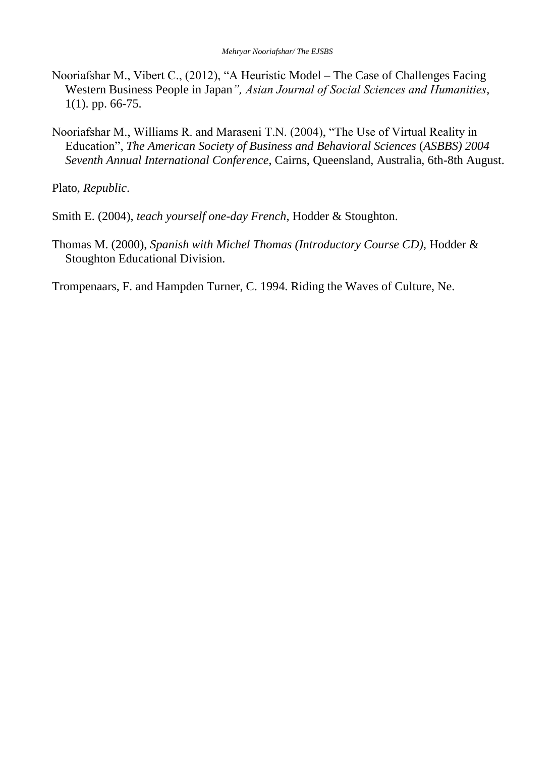Nooriafshar M., Vibert C., (2012), "A Heuristic Model – The Case of Challenges Facing Western Business People in Japan*", Asian Journal of Social Sciences and Humanities*, 1(1). pp. 66-75.

Nooriafshar M., Williams R. and Maraseni T.N. (2004), "The Use of Virtual Reality in Education", *The American Society of Business and Behavioral Sciences* (*ASBBS) 2004 Seventh Annual International Conference*, Cairns, Queensland, Australia, 6th-8th August.

Plato, *Republic*.

Smith E. (2004), *teach yourself one-day French*, Hodder & Stoughton.

Thomas M. (2000), *Spanish with Michel Thomas (Introductory Course CD)*, Hodder & Stoughton Educational Division.

Trompenaars, F. and Hampden Turner, C. 1994. Riding the Waves of Culture, Ne.